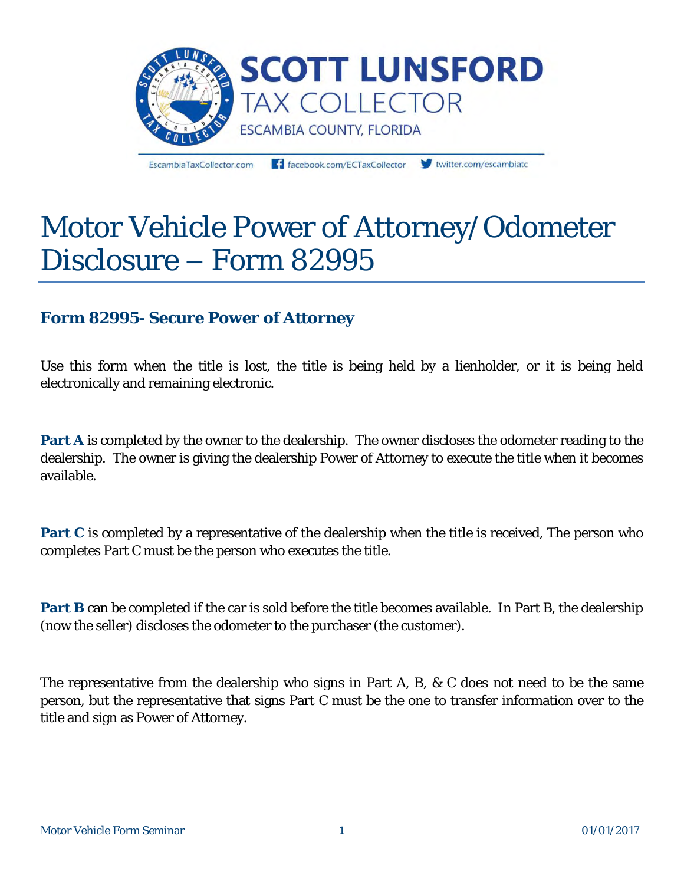# SCOTT LUNSFORD TAX COLLECTOR

ESCAMBIA COUNTY, FLORIDA

EscambiaTaxCollector.com facebook.com/ECTaxCollector twitter.com/escambiatc

# Motor Vehicle Power of Attorney/Odometer Disclosure – Form 82995

## Form 82995- Secure Power of Attorney

Use this form when the title is lost, the title is being held by a lienholder, or it is being held electronically and remaining electronic.

**Part A** is completed by the owner to the dealership. The owner discloses the odometer reading to the dealership. The owner is giving the dealership Power of Attorney to execute the title when it becomes available.

**Part C** is completed by a representative of the dealership when the title is received, The person who completes Part C must be the person who executes the title.

**Part B** can be completed if the car is sold before the title becomes available. In Part B, the dealership (now the seller) discloses the odometer to the purchaser (the customer).

The representative from the dealership who signs in Part A, B, & C does not need to be the same person, but the representative that signs Part C must be the one to transfer information over to the title and sign as Power of Attorney.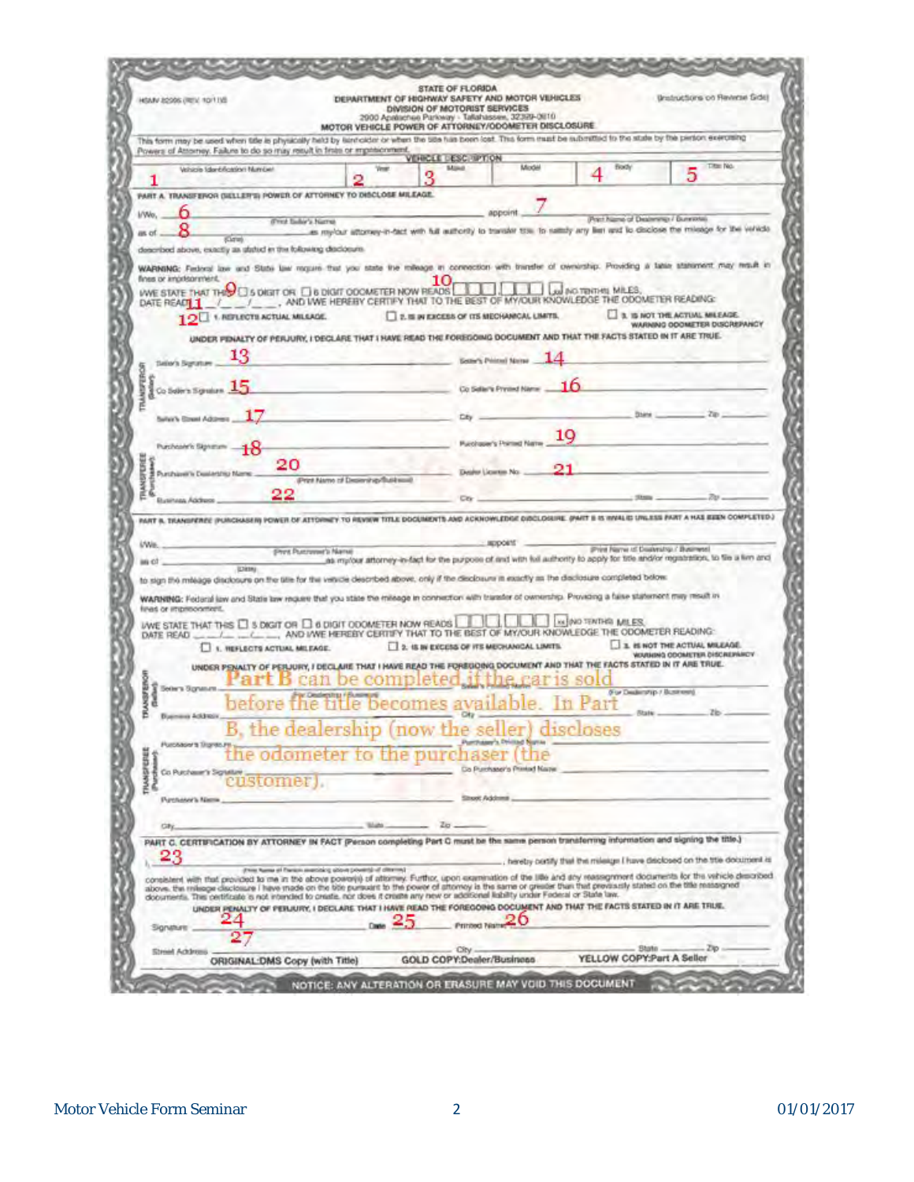HSMV 82995 (REV. 10/11)(S) | STATE OF FLORIDA | (Instructions on Reverse Side)

# DEPARTMENT OF HIGHWAY SAFETY AND MOTOR VEHICLES
## DIVISION OF MOTORIST SERVICES
2900 Apalachee Parkway - Tallahassee, 32399-0610

## MOTOR VEHICLE POWER OF ATTORNEY/ODOMETER DISCLOSURE

This form may be used when title is physically held by lienholder or when the title has been lost. This form must be submitted to the state by the person exercising Powers of Attorney. Failure to do so may result in fines or imprisonment.

### VEHICLE DESCRIPTION

| Vehicle Identification Number | Year | Make | Model | Body | Title No. |
|---|---|---|---|---|---|
| 1 | 2 | 3 | | 4 | 5 |

### PART A. TRANSFEROR (SELLER'S) POWER OF ATTORNEY TO DISCLOSE MILEAGE.

I/We, 6 (Print Seller's Name) appoint 7 (Print Name of Dealership / Business) as of 8 (Date) as my/our attorney-in-fact with full authority to transfer title, to satisfy any lien and to disclose the mileage for the vehicle described above, exactly as stated in the following disclosure.

WARNING: Federal law and State law require that you state the mileage in connection with transfer of ownership. Providing a false statement may result in fines or imprisonment.

I/WE STATE THAT THIS 9 ☐ 5 DIGIT OR ☐ 6 DIGIT ODOMETER NOW READS 10 ☐☐☐,☐☐☐ (NO TENTHS) MILES, DATE READ 11 ___/___/___, AND I/WE HEREBY CERTIFY THAT TO THE BEST OF MY/OUR KNOWLEDGE THE ODOMETER READING:

12 ☐ 1. REFLECTS ACTUAL MILEAGE. ☐ 2. IS IN EXCESS OF ITS MECHANICAL LIMITS. ☐ 3. IS NOT THE ACTUAL MILEAGE. WARNING ODOMETER DISCREPANCY

UNDER PENALTY OF PERJURY, I DECLARE THAT I HAVE READ THE FOREGOING DOCUMENT AND THAT THE FACTS STATED IN IT ARE TRUE.

**TRANSFEROR (Seller)**

Seller's Signature 13 Seller's Printed Name 14

Co Seller's Signature 15 Co Seller's Printed Name 16

Seller's Street Address 17 City ______ State ______ Zip ______

**TRANSFEREE (Purchaser)**

Purchaser's Signature 18 Purchaser's Printed Name 19

Purchaser's Dealership Name 20 (Print Name of Dealership/Business) Dealer License No. 21

Business Address 22 City ______ State ______ Zip ______

### PART B. TRANSFEREE (PURCHASER) POWER OF ATTORNEY TO REVIEW TITLE DOCUMENTS AND ACKNOWLEDGE DISCLOSURE. (PART B IS INVALID UNLESS PART A HAS BEEN COMPLETED.)

I/We, ______ (Print Purchaser's Name) appoint ______ (Print Name of Dealership / Business) as of ______ (Date) as my/our attorney-in-fact for the purpose of and with full authority to apply for title and/or registration, to file a lien and to sign the mileage disclosure on the title for the vehicle described above, only if the disclosure is exactly as the disclosure completed below.

WARNING: Federal law and State law require that you state the mileage in connection with transfer of ownership. Providing a false statement may result in fines or imprisonment.

I/WE STATE THAT THIS ☐ 5 DIGIT OR ☐ 6 DIGIT ODOMETER NOW READS ☐☐☐,☐☐☐ (NO TENTHS) MILES, DATE READ ___/___/___, AND I/WE HEREBY CERTIFY THAT TO THE BEST OF MY/OUR KNOWLEDGE THE ODOMETER READING:

☐ 1. REFLECTS ACTUAL MILEAGE. ☐ 2. IS IN EXCESS OF ITS MECHANICAL LIMITS. ☐ 3. IS NOT THE ACTUAL MILEAGE. WARNING ODOMETER DISCREPANCY

UNDER PENALTY OF PERJURY, I DECLARE THAT I HAVE READ THE FOREGOING DOCUMENT AND THAT THE FACTS STATED IN IT ARE TRUE.

**TRANSFEROR (Seller)**: Seller's Signature, Seller's Printed Name (For Dealership / Business), Business Address, City, State, Zip

**TRANSFEREE (Purchaser)**: Purchaser's Signature, Purchaser's Printed Name, Co Purchaser's Signature, Co Purchaser's Printed Name, Purchaser's Name, Street Address, City, State, Zip

Part B can be completed if the car is sold before the title becomes available. In Part B, the dealership (now the seller) discloses the odometer to the purchaser (the customer).

### PART C. CERTIFICATION BY ATTORNEY IN FACT (Person completing Part C must be the same person transferring information and signing the title.)

23 (Print Name of Person exercising above power(s) of attorney), hereby certify that the mileage I have disclosed on the title document is consistent with that provided to me in the above power(s) of attorney. Further, upon examination of the title and any reassignment documents for the vehicle described above, the mileage disclosure I have made on the title pursuant to the power of attorney is the same or greater than that previously stated on the title reassigned documents. This certificate is not intended to create, nor does it create any new or additional liability under Federal or State law.

UNDER PENALTY OF PERJURY, I DECLARE THAT I HAVE READ THE FOREGOING DOCUMENT AND THAT THE FACTS STATED IN IT ARE TRUE.

Signature 24 Date 25 Printed Name 26

Street Address 27 City ______ State ______ Zip ______

ORIGINAL:DMS Copy (with Title) | GOLD COPY:Dealer/Business | YELLOW COPY:Part A Seller

NOTICE: ANY ALTERATION OR ERASURE MAY VOID THIS DOCUMENT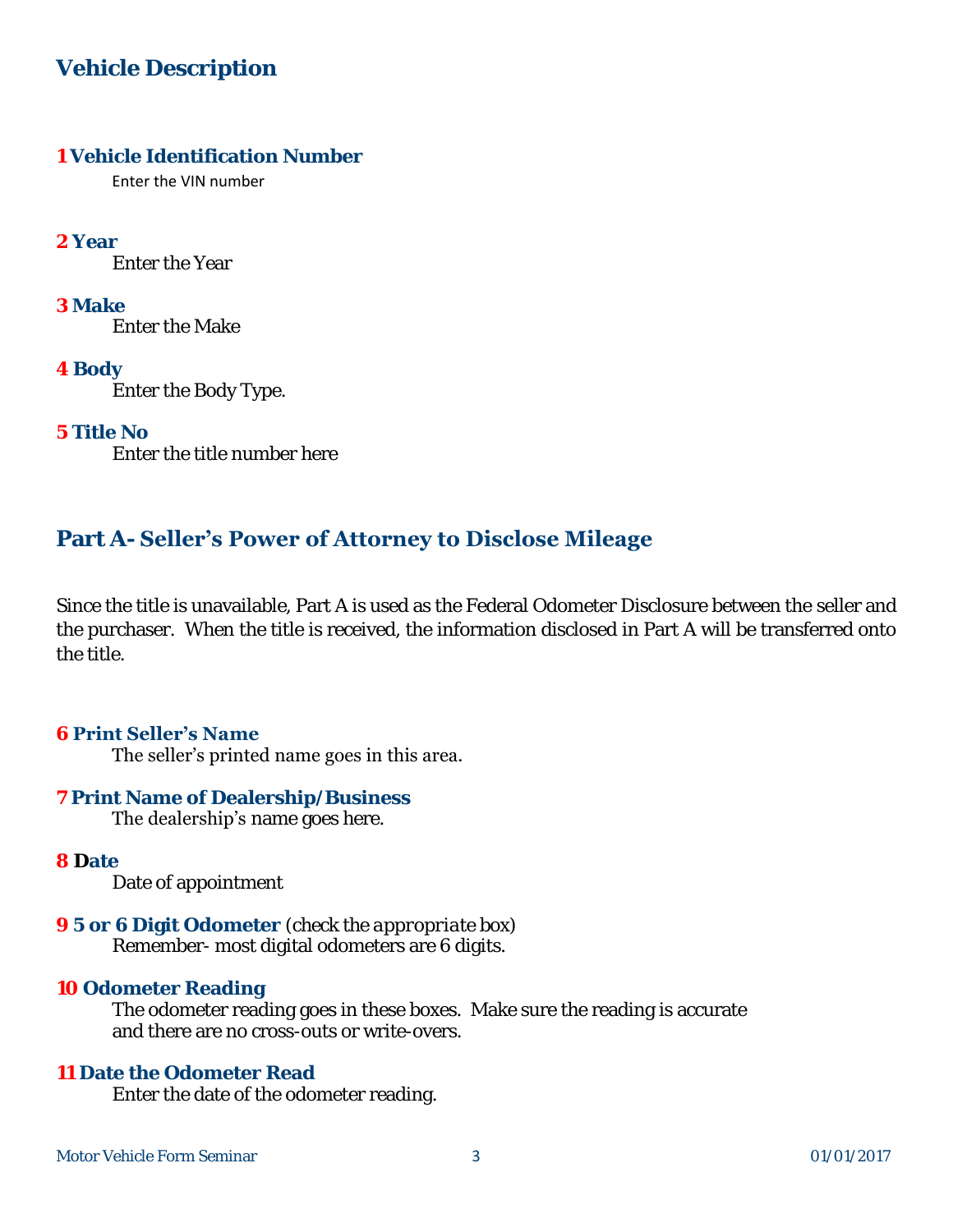## Vehicle Description

**1 Vehicle Identification Number**

Enter the VIN number

**2 Year**

Enter the Year

**3 Make**

Enter the Make

**4 Body**

Enter the Body Type.

**5 Title No**

Enter the title number here

## Part A- Seller's Power of Attorney to Disclose Mileage

Since the title is unavailable, Part A is used as the Federal Odometer Disclosure between the seller and the purchaser. When the title is received, the information disclosed in Part A will be transferred onto the title.

**6 Print Seller's Name**

The seller's printed name goes in this area.

**7 Print Name of Dealership/Business**

The dealership's name goes here.

**8 Date**

Date of appointment

**9 5 or 6 Digit Odometer** *(check the appropriate box)*

Remember- most digital odometers are 6 digits.

**10 Odometer Reading**

The odometer reading goes in these boxes. Make sure the reading is accurate and there are no cross-outs or write-overs.

**11 Date the Odometer Read**

Enter the date of the odometer reading.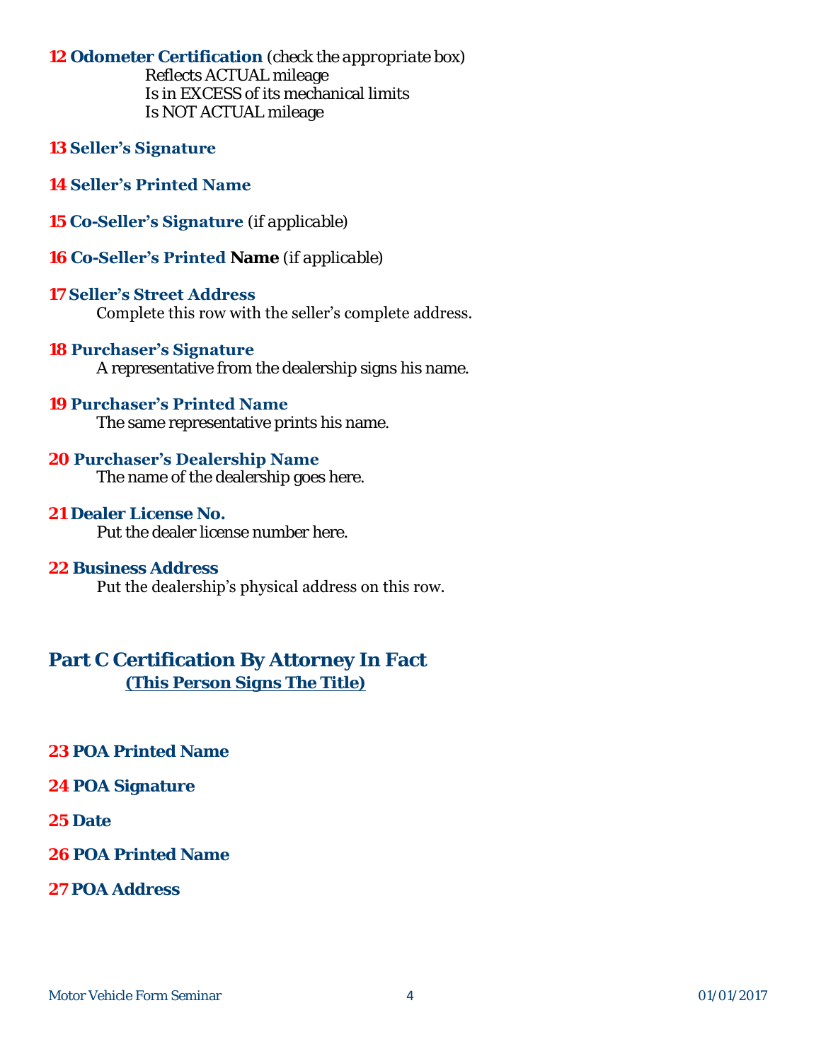**12 Odometer Certification** *(check the appropriate box)*

Reflects ACTUAL mileage
Is in EXCESS of its mechanical limits
Is NOT ACTUAL mileage

**13 Seller's Signature**

**14 Seller's Printed Name**

**15 Co-Seller's Signature** (if applicable)

**16 Co-Seller's Printed Name** (if applicable)

**17 Seller's Street Address**

Complete this row with the seller's complete address.

**18 Purchaser's Signature**

A representative from the dealership signs his name.

**19 Purchaser's Printed Name**

The same representative prints his name.

**20 Purchaser's Dealership Name**

The name of the dealership goes here.

**21 Dealer License No.**

Put the dealer license number here.

**22 Business Address**

Put the dealership's physical address on this row.

## Part C Certification By Attorney In Fact

**(This Person Signs The Title)**

**23 POA Printed Name**

**24 POA Signature**

**25 Date**

**26 POA Printed Name**

**27 POA Address**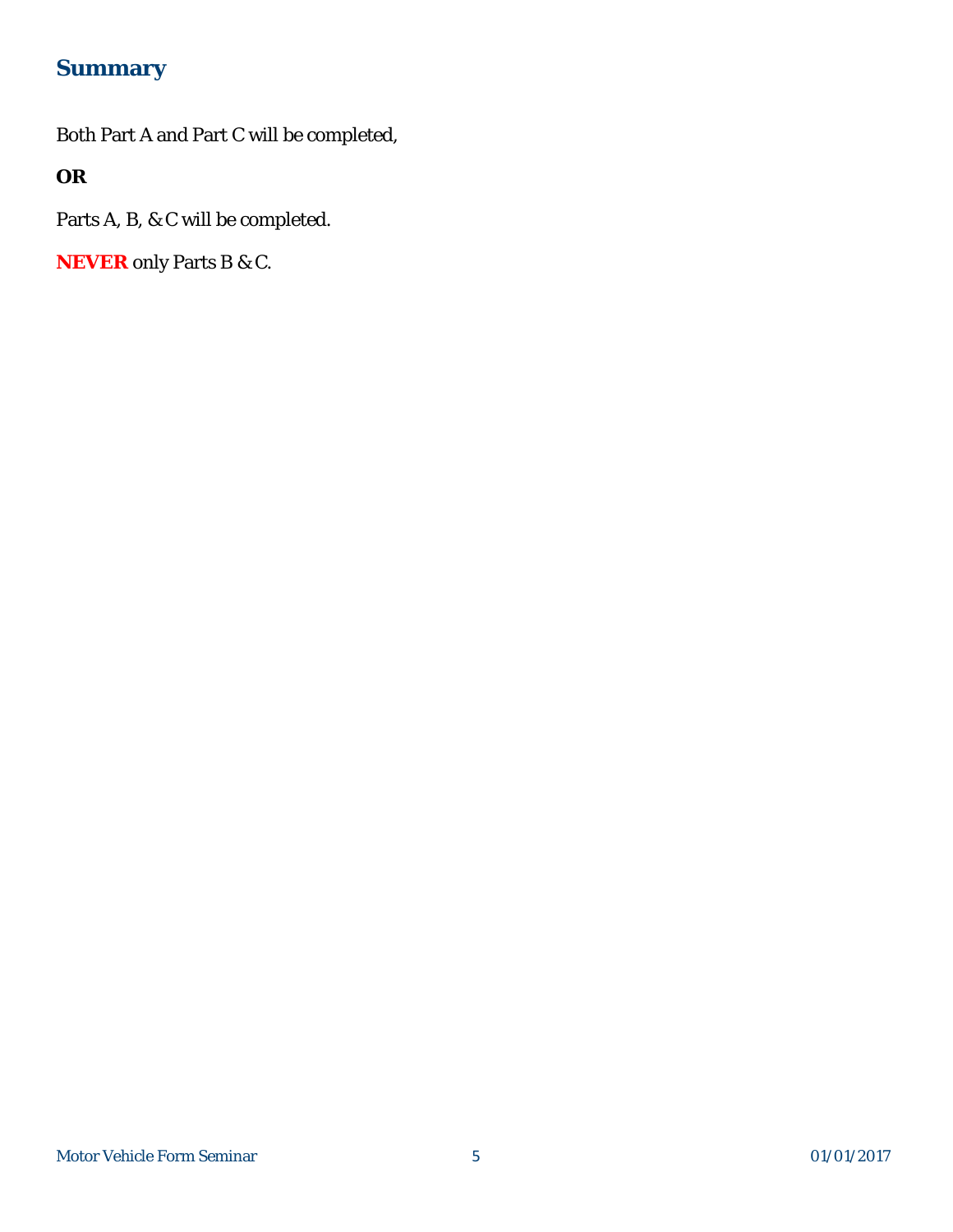## Summary

Both Part A and Part C will be completed,

**OR**

Parts A, B, & C will be completed.

**NEVER** only Parts B & C.